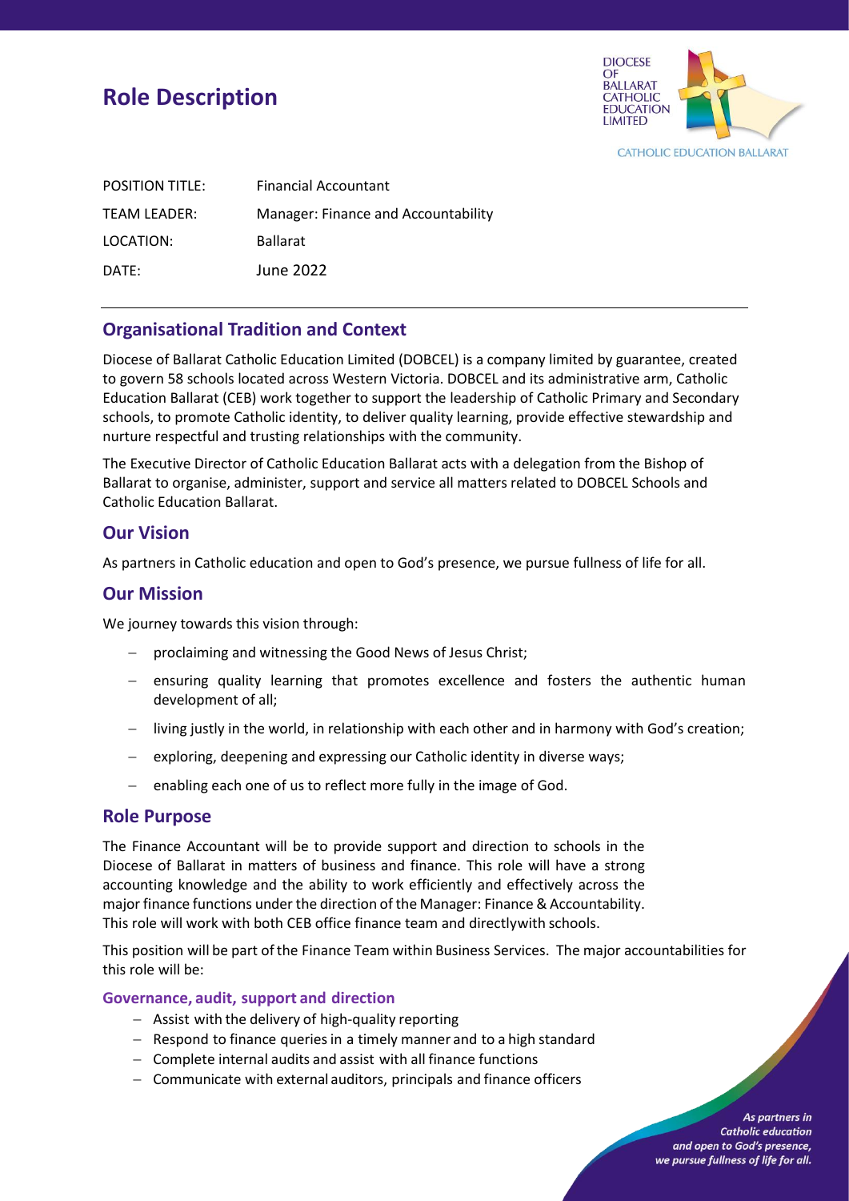# Role Description

| | |
|---|---|
| POSITION TITLE: | Financial Accountant |
| TEAM LEADER: | Manager: Finance and Accountability |
| LOCATION: | Ballarat |
| DATE: | June 2022 |

## Organisational Tradition and Context

Diocese of Ballarat Catholic Education Limited (DOBCEL) is a company limited by guarantee, created to govern 58 schools located across Western Victoria. DOBCEL and its administrative arm, Catholic Education Ballarat (CEB) work together to support the leadership of Catholic Primary and Secondary schools, to promote Catholic identity, to deliver quality learning, provide effective stewardship and nurture respectful and trusting relationships with the community.

The Executive Director of Catholic Education Ballarat acts with a delegation from the Bishop of Ballarat to organise, administer, support and service all matters related to DOBCEL Schools and Catholic Education Ballarat.

## Our Vision

As partners in Catholic education and open to God's presence, we pursue fullness of life for all.

## Our Mission

We journey towards this vision through:

- proclaiming and witnessing the Good News of Jesus Christ;
- ensuring quality learning that promotes excellence and fosters the authentic human development of all;
- living justly in the world, in relationship with each other and in harmony with God's creation;
- exploring, deepening and expressing our Catholic identity in diverse ways;
- enabling each one of us to reflect more fully in the image of God.

## Role Purpose

The Finance Accountant will be to provide support and direction to schools in the Diocese of Ballarat in matters of business and finance. This role will have a strong accounting knowledge and the ability to work efficiently and effectively across the major finance functions under the direction of the Manager: Finance & Accountability. This role will work with both CEB office finance team and directlywith schools.

This position will be part of the Finance Team within Business Services. The major accountabilities for this role will be:

### Governance, audit, support and direction

- Assist with the delivery of high-quality reporting
- Respond to finance queries in a timely manner and to a high standard
- Complete internal audits and assist with all finance functions
- Communicate with external auditors, principals and finance officers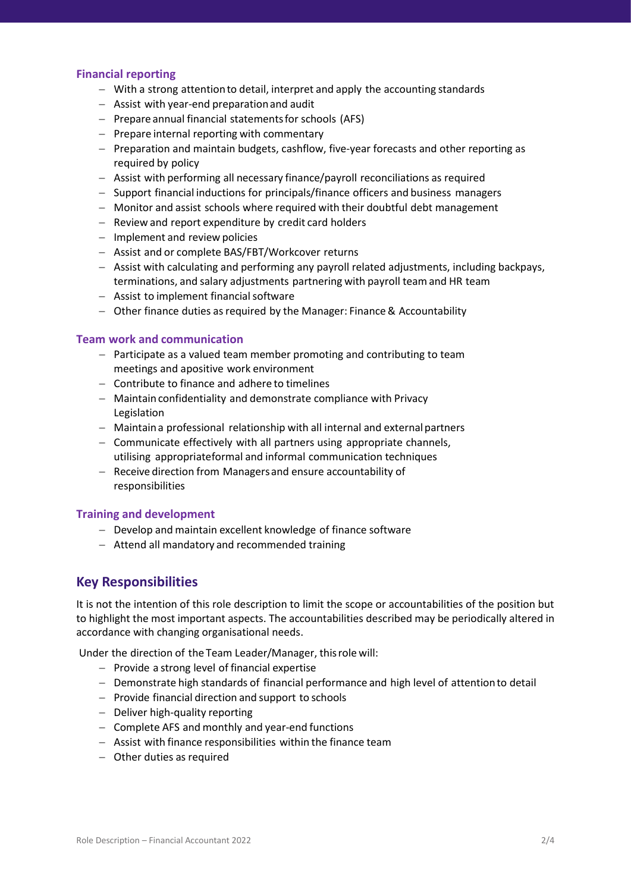### Financial reporting

- With a strong attention to detail, interpret and apply the accounting standards
- Assist with year-end preparation and audit
- Prepare annual financial statements for schools (AFS)
- Prepare internal reporting with commentary
- Preparation and maintain budgets, cashflow, five-year forecasts and other reporting as required by policy
- Assist with performing all necessary finance/payroll reconciliations as required
- Support financial inductions for principals/finance officers and business managers
- Monitor and assist schools where required with their doubtful debt management
- Review and report expenditure by credit card holders
- Implement and review policies
- Assist and or complete BAS/FBT/Workcover returns
- Assist with calculating and performing any payroll related adjustments, including backpays, terminations, and salary adjustments partnering with payroll team and HR team
- Assist to implement financial software
- Other finance duties as required by the Manager: Finance & Accountability

### Team work and communication

- Participate as a valued team member promoting and contributing to team meetings and apositive work environment
- Contribute to finance and adhere to timelines
- Maintain confidentiality and demonstrate compliance with Privacy Legislation
- Maintain a professional relationship with all internal and external partners
- Communicate effectively with all partners using appropriate channels, utilising appropriateformal and informal communication techniques
- Receive direction from Managers and ensure accountability of responsibilities

### Training and development

- Develop and maintain excellent knowledge of finance software
- Attend all mandatory and recommended training

## Key Responsibilities

It is not the intention of this role description to limit the scope or accountabilities of the position but to highlight the most important aspects. The accountabilities described may be periodically altered in accordance with changing organisational needs.

Under the direction of the Team Leader/Manager, this role will:

- Provide a strong level of financial expertise
- Demonstrate high standards of financial performance and high level of attention to detail
- Provide financial direction and support to schools
- Deliver high-quality reporting
- Complete AFS and monthly and year-end functions
- Assist with finance responsibilities within the finance team
- Other duties as required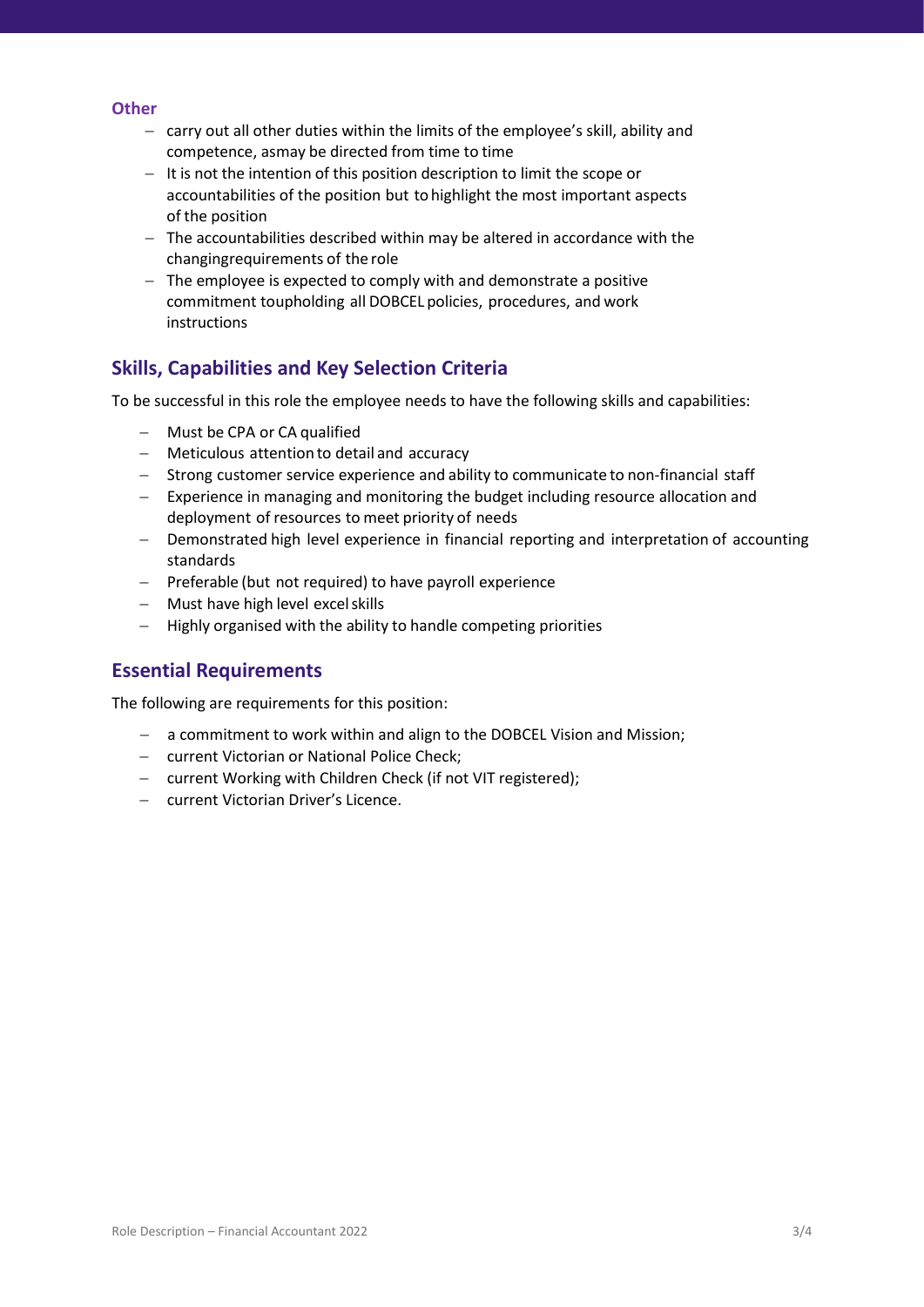### Other

- carry out all other duties within the limits of the employee's skill, ability and competence, asmay be directed from time to time
- It is not the intention of this position description to limit the scope or accountabilities of the position but to highlight the most important aspects of the position
- The accountabilities described within may be altered in accordance with the changingrequirements of the role
- The employee is expected to comply with and demonstrate a positive commitment toupholding all DOBCEL policies, procedures, and work instructions

## Skills, Capabilities and Key Selection Criteria

To be successful in this role the employee needs to have the following skills and capabilities:

- Must be CPA or CA qualified
- Meticulous attention to detail and accuracy
- Strong customer service experience and ability to communicate to non-financial staff
- Experience in managing and monitoring the budget including resource allocation and deployment of resources to meet priority of needs
- Demonstrated high level experience in financial reporting and interpretation of accounting standards
- Preferable (but not required) to have payroll experience
- Must have high level excel skills
- Highly organised with the ability to handle competing priorities

## Essential Requirements

The following are requirements for this position:

- a commitment to work within and align to the DOBCEL Vision and Mission;
- current Victorian or National Police Check;
- current Working with Children Check (if not VIT registered);
- current Victorian Driver's Licence.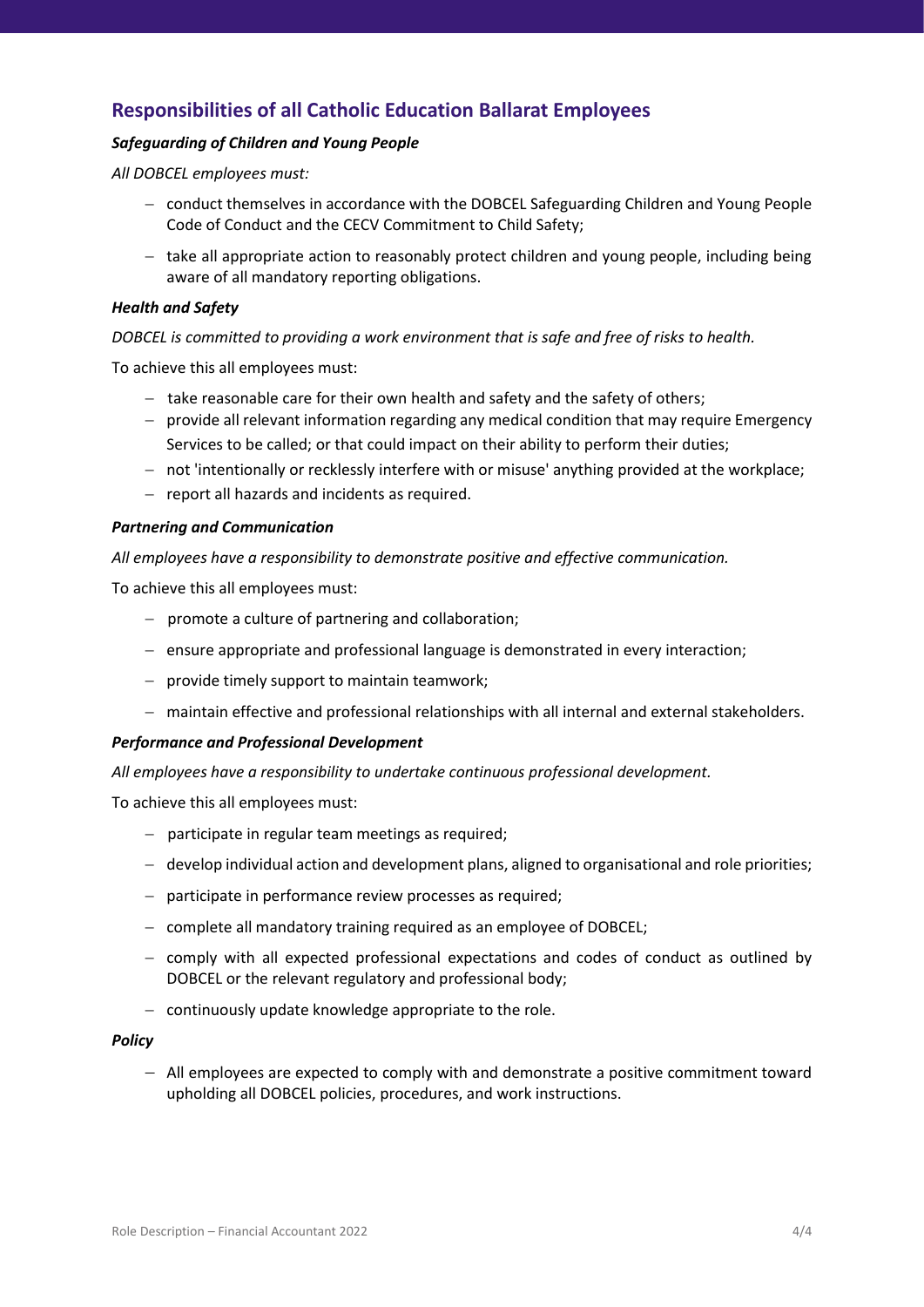## Responsibilities of all Catholic Education Ballarat Employees

***Safeguarding of Children and Young People***

*All DOBCEL employees must:*

- conduct themselves in accordance with the DOBCEL Safeguarding Children and Young People Code of Conduct and the CECV Commitment to Child Safety;
- take all appropriate action to reasonably protect children and young people, including being aware of all mandatory reporting obligations.

***Health and Safety***

*DOBCEL is committed to providing a work environment that is safe and free of risks to health.*

To achieve this all employees must:

- take reasonable care for their own health and safety and the safety of others;
- provide all relevant information regarding any medical condition that may require Emergency Services to be called; or that could impact on their ability to perform their duties;
- not 'intentionally or recklessly interfere with or misuse' anything provided at the workplace;
- report all hazards and incidents as required.

***Partnering and Communication***

*All employees have a responsibility to demonstrate positive and effective communication.*

To achieve this all employees must:

- promote a culture of partnering and collaboration;
- ensure appropriate and professional language is demonstrated in every interaction;
- provide timely support to maintain teamwork;
- maintain effective and professional relationships with all internal and external stakeholders.

***Performance and Professional Development***

*All employees have a responsibility to undertake continuous professional development.*

To achieve this all employees must:

- participate in regular team meetings as required;
- develop individual action and development plans, aligned to organisational and role priorities;
- participate in performance review processes as required;
- complete all mandatory training required as an employee of DOBCEL;
- comply with all expected professional expectations and codes of conduct as outlined by DOBCEL or the relevant regulatory and professional body;
- continuously update knowledge appropriate to the role.

***Policy***

- All employees are expected to comply with and demonstrate a positive commitment toward upholding all DOBCEL policies, procedures, and work instructions.